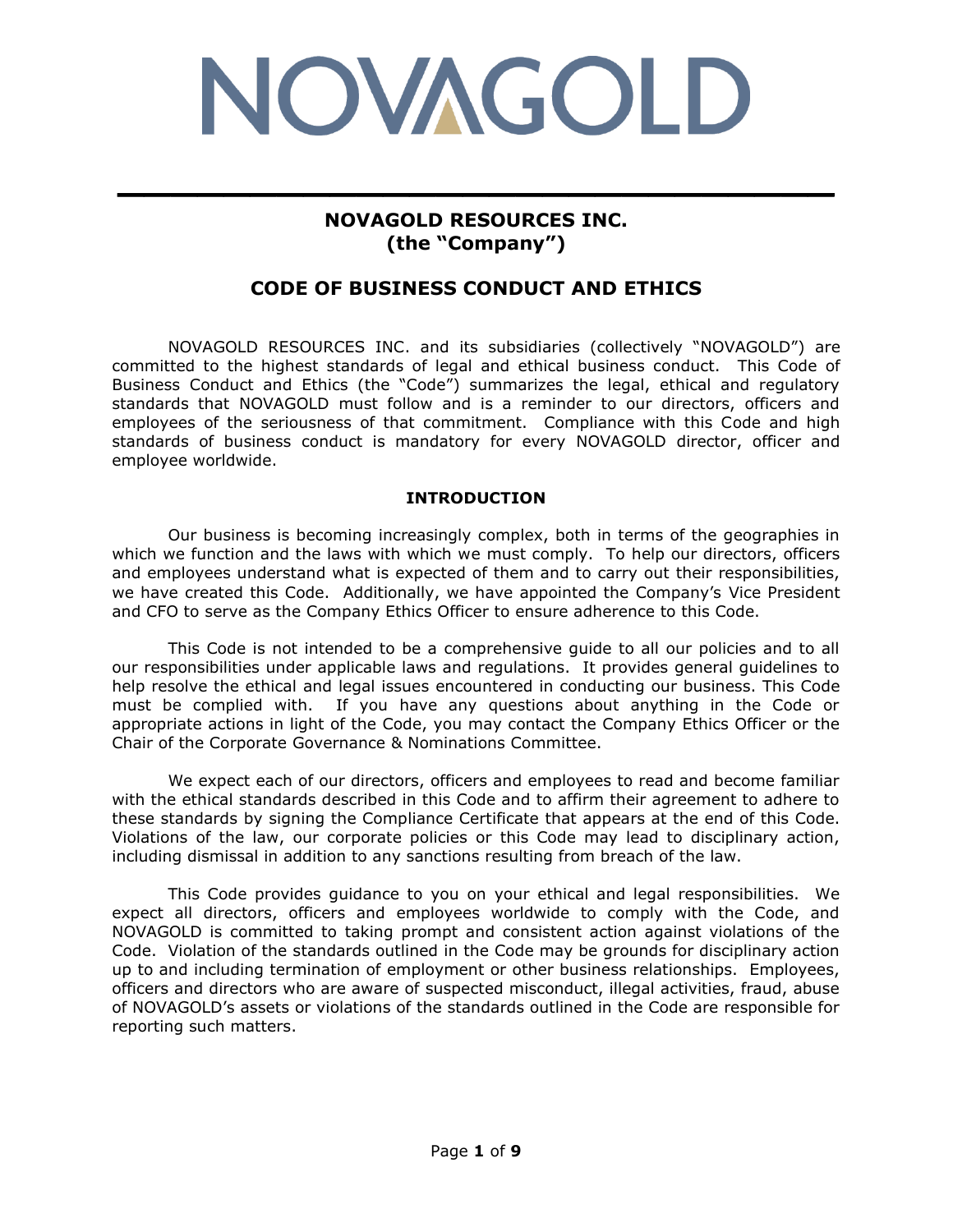# NOVAGOLD

## NOVAGOLD RESOURCES INC.
## (the "Company")

## CODE OF BUSINESS CONDUCT AND ETHICS

NOVAGOLD RESOURCES INC. and its subsidiaries (collectively "NOVAGOLD") are committed to the highest standards of legal and ethical business conduct. This Code of Business Conduct and Ethics (the "Code") summarizes the legal, ethical and regulatory standards that NOVAGOLD must follow and is a reminder to our directors, officers and employees of the seriousness of that commitment. Compliance with this Code and high standards of business conduct is mandatory for every NOVAGOLD director, officer and employee worldwide.

### INTRODUCTION

Our business is becoming increasingly complex, both in terms of the geographies in which we function and the laws with which we must comply. To help our directors, officers and employees understand what is expected of them and to carry out their responsibilities, we have created this Code. Additionally, we have appointed the Company's Vice President and CFO to serve as the Company Ethics Officer to ensure adherence to this Code.

This Code is not intended to be a comprehensive guide to all our policies and to all our responsibilities under applicable laws and regulations. It provides general guidelines to help resolve the ethical and legal issues encountered in conducting our business. This Code must be complied with. If you have any questions about anything in the Code or appropriate actions in light of the Code, you may contact the Company Ethics Officer or the Chair of the Corporate Governance & Nominations Committee.

We expect each of our directors, officers and employees to read and become familiar with the ethical standards described in this Code and to affirm their agreement to adhere to these standards by signing the Compliance Certificate that appears at the end of this Code. Violations of the law, our corporate policies or this Code may lead to disciplinary action, including dismissal in addition to any sanctions resulting from breach of the law.

This Code provides guidance to you on your ethical and legal responsibilities. We expect all directors, officers and employees worldwide to comply with the Code, and NOVAGOLD is committed to taking prompt and consistent action against violations of the Code. Violation of the standards outlined in the Code may be grounds for disciplinary action up to and including termination of employment or other business relationships. Employees, officers and directors who are aware of suspected misconduct, illegal activities, fraud, abuse of NOVAGOLD's assets or violations of the standards outlined in the Code are responsible for reporting such matters.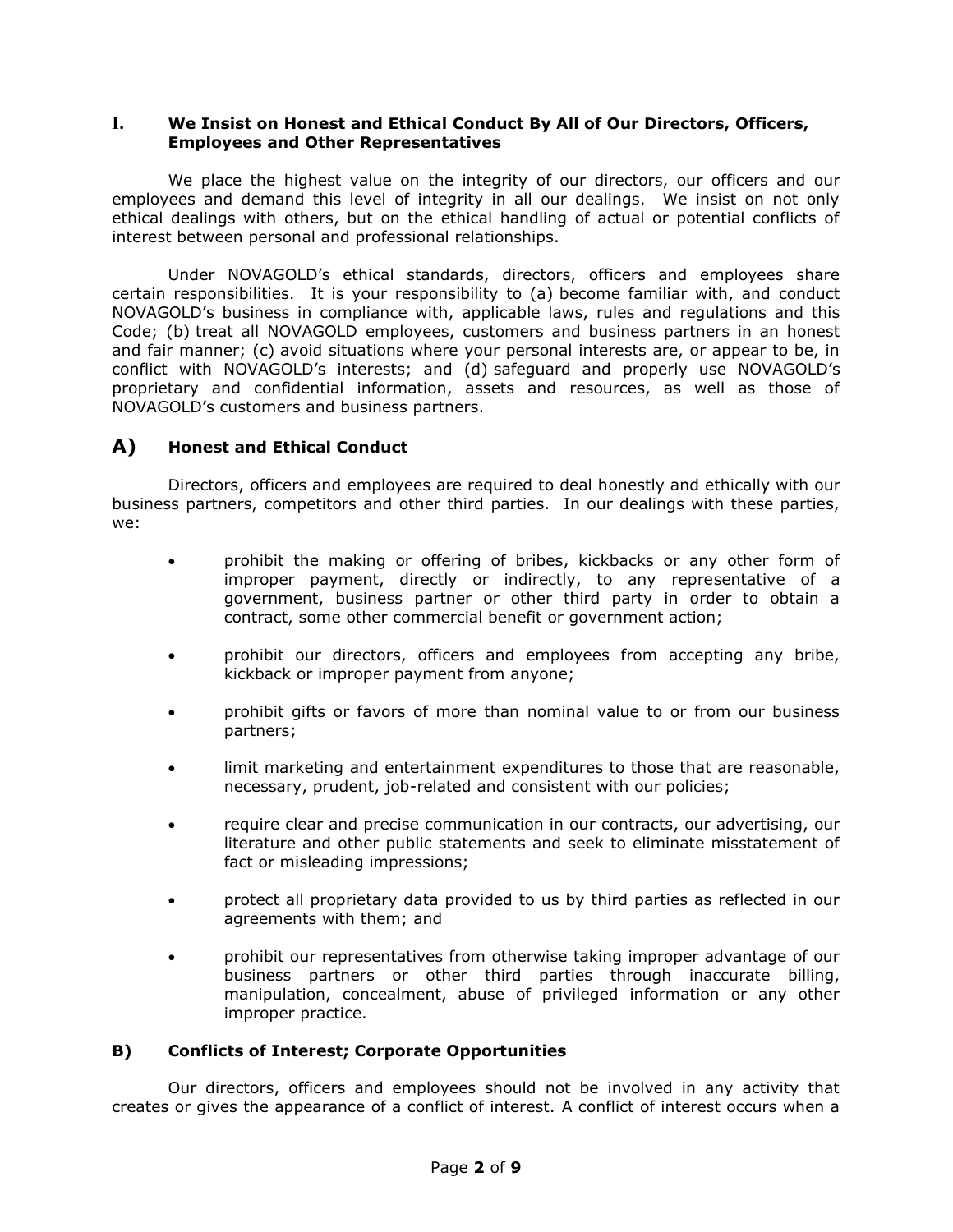## I. We Insist on Honest and Ethical Conduct By All of Our Directors, Officers, Employees and Other Representatives

We place the highest value on the integrity of our directors, our officers and our employees and demand this level of integrity in all our dealings. We insist on not only ethical dealings with others, but on the ethical handling of actual or potential conflicts of interest between personal and professional relationships.

Under NOVAGOLD's ethical standards, directors, officers and employees share certain responsibilities. It is your responsibility to (a) become familiar with, and conduct NOVAGOLD's business in compliance with, applicable laws, rules and regulations and this Code; (b) treat all NOVAGOLD employees, customers and business partners in an honest and fair manner; (c) avoid situations where your personal interests are, or appear to be, in conflict with NOVAGOLD's interests; and (d) safeguard and properly use NOVAGOLD's proprietary and confidential information, assets and resources, as well as those of NOVAGOLD's customers and business partners.

### A) Honest and Ethical Conduct

Directors, officers and employees are required to deal honestly and ethically with our business partners, competitors and other third parties. In our dealings with these parties, we:

- prohibit the making or offering of bribes, kickbacks or any other form of improper payment, directly or indirectly, to any representative of a government, business partner or other third party in order to obtain a contract, some other commercial benefit or government action;
- prohibit our directors, officers and employees from accepting any bribe, kickback or improper payment from anyone;
- prohibit gifts or favors of more than nominal value to or from our business partners;
- limit marketing and entertainment expenditures to those that are reasonable, necessary, prudent, job-related and consistent with our policies;
- require clear and precise communication in our contracts, our advertising, our literature and other public statements and seek to eliminate misstatement of fact or misleading impressions;
- protect all proprietary data provided to us by third parties as reflected in our agreements with them; and
- prohibit our representatives from otherwise taking improper advantage of our business partners or other third parties through inaccurate billing, manipulation, concealment, abuse of privileged information or any other improper practice.

### B) Conflicts of Interest; Corporate Opportunities

Our directors, officers and employees should not be involved in any activity that creates or gives the appearance of a conflict of interest. A conflict of interest occurs when a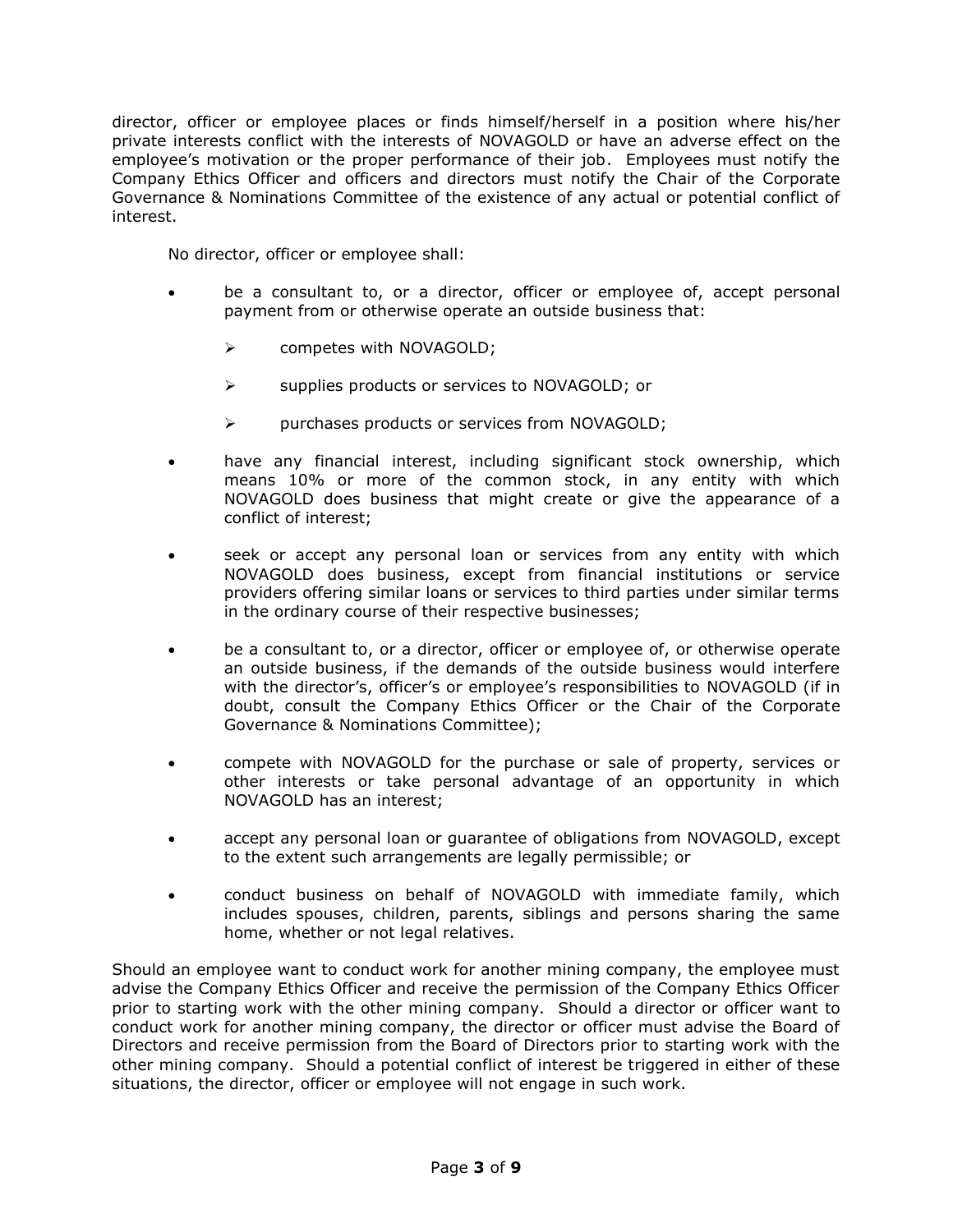director, officer or employee places or finds himself/herself in a position where his/her private interests conflict with the interests of NOVAGOLD or have an adverse effect on the employee's motivation or the proper performance of their job. Employees must notify the Company Ethics Officer and officers and directors must notify the Chair of the Corporate Governance & Nominations Committee of the existence of any actual or potential conflict of interest.

No director, officer or employee shall:

- be a consultant to, or a director, officer or employee of, accept personal payment from or otherwise operate an outside business that:
  - competes with NOVAGOLD;
  - supplies products or services to NOVAGOLD; or
  - purchases products or services from NOVAGOLD;
- have any financial interest, including significant stock ownership, which means 10% or more of the common stock, in any entity with which NOVAGOLD does business that might create or give the appearance of a conflict of interest;
- seek or accept any personal loan or services from any entity with which NOVAGOLD does business, except from financial institutions or service providers offering similar loans or services to third parties under similar terms in the ordinary course of their respective businesses;
- be a consultant to, or a director, officer or employee of, or otherwise operate an outside business, if the demands of the outside business would interfere with the director's, officer's or employee's responsibilities to NOVAGOLD (if in doubt, consult the Company Ethics Officer or the Chair of the Corporate Governance & Nominations Committee);
- compete with NOVAGOLD for the purchase or sale of property, services or other interests or take personal advantage of an opportunity in which NOVAGOLD has an interest;
- accept any personal loan or guarantee of obligations from NOVAGOLD, except to the extent such arrangements are legally permissible; or
- conduct business on behalf of NOVAGOLD with immediate family, which includes spouses, children, parents, siblings and persons sharing the same home, whether or not legal relatives.

Should an employee want to conduct work for another mining company, the employee must advise the Company Ethics Officer and receive the permission of the Company Ethics Officer prior to starting work with the other mining company. Should a director or officer want to conduct work for another mining company, the director or officer must advise the Board of Directors and receive permission from the Board of Directors prior to starting work with the other mining company. Should a potential conflict of interest be triggered in either of these situations, the director, officer or employee will not engage in such work.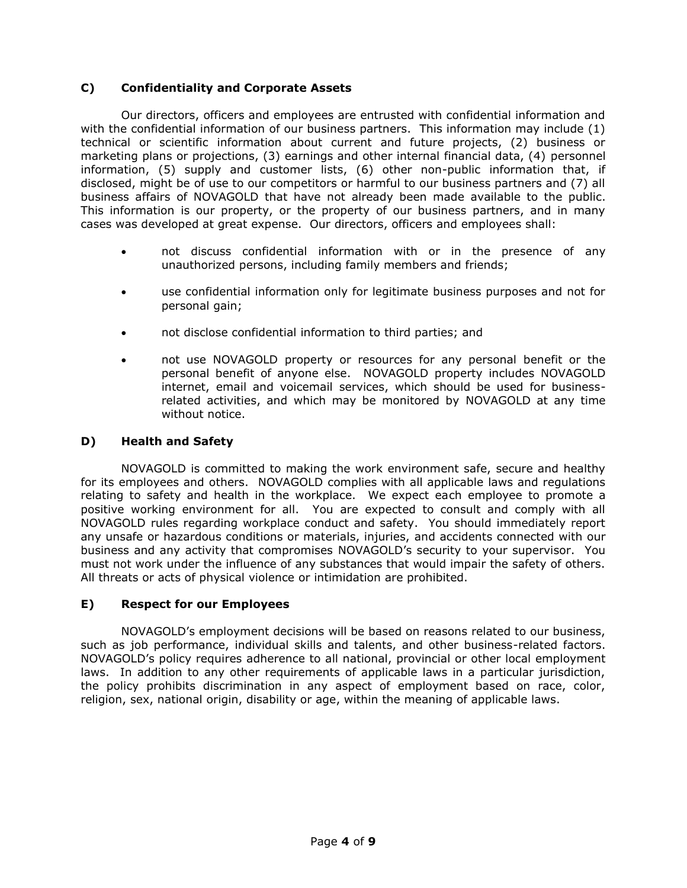### C) Confidentiality and Corporate Assets

Our directors, officers and employees are entrusted with confidential information and with the confidential information of our business partners. This information may include (1) technical or scientific information about current and future projects, (2) business or marketing plans or projections, (3) earnings and other internal financial data, (4) personnel information, (5) supply and customer lists, (6) other non-public information that, if disclosed, might be of use to our competitors or harmful to our business partners and (7) all business affairs of NOVAGOLD that have not already been made available to the public. This information is our property, or the property of our business partners, and in many cases was developed at great expense. Our directors, officers and employees shall:

- not discuss confidential information with or in the presence of any unauthorized persons, including family members and friends;
- use confidential information only for legitimate business purposes and not for personal gain;
- not disclose confidential information to third parties; and
- not use NOVAGOLD property or resources for any personal benefit or the personal benefit of anyone else. NOVAGOLD property includes NOVAGOLD internet, email and voicemail services, which should be used for business-related activities, and which may be monitored by NOVAGOLD at any time without notice.

### D) Health and Safety

NOVAGOLD is committed to making the work environment safe, secure and healthy for its employees and others. NOVAGOLD complies with all applicable laws and regulations relating to safety and health in the workplace. We expect each employee to promote a positive working environment for all. You are expected to consult and comply with all NOVAGOLD rules regarding workplace conduct and safety. You should immediately report any unsafe or hazardous conditions or materials, injuries, and accidents connected with our business and any activity that compromises NOVAGOLD's security to your supervisor. You must not work under the influence of any substances that would impair the safety of others. All threats or acts of physical violence or intimidation are prohibited.

### E) Respect for our Employees

NOVAGOLD's employment decisions will be based on reasons related to our business, such as job performance, individual skills and talents, and other business-related factors. NOVAGOLD's policy requires adherence to all national, provincial or other local employment laws. In addition to any other requirements of applicable laws in a particular jurisdiction, the policy prohibits discrimination in any aspect of employment based on race, color, religion, sex, national origin, disability or age, within the meaning of applicable laws.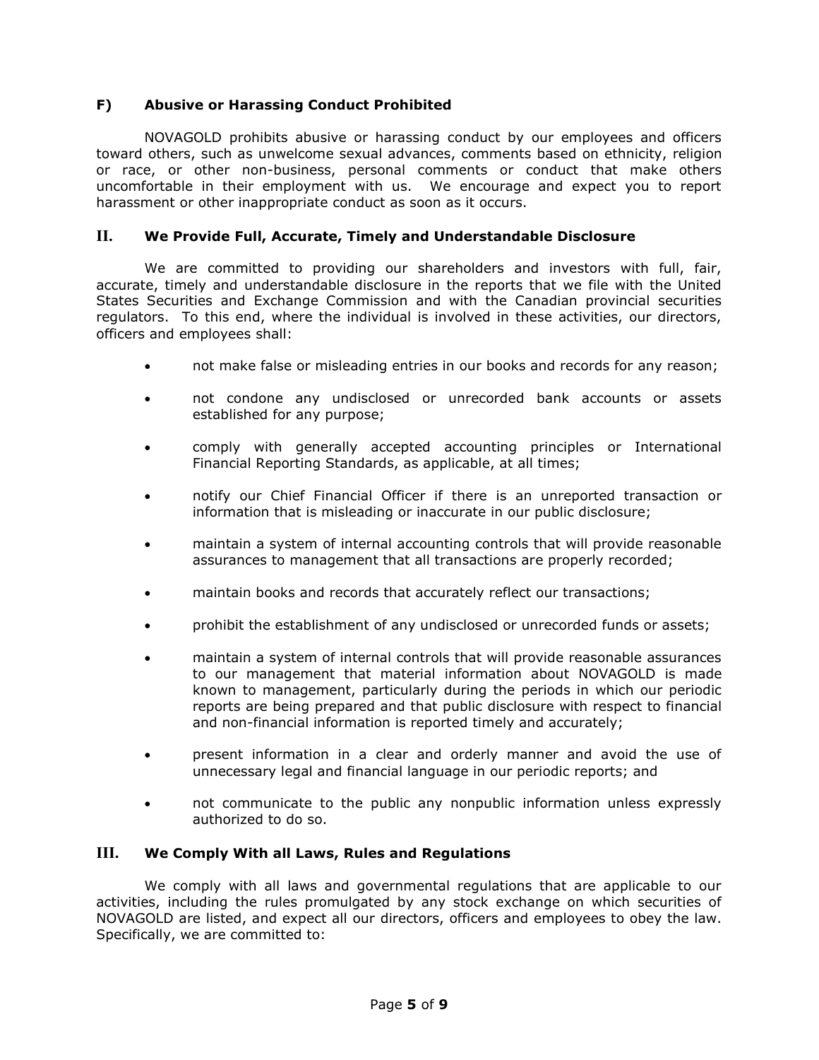### F) Abusive or Harassing Conduct Prohibited

NOVAGOLD prohibits abusive or harassing conduct by our employees and officers toward others, such as unwelcome sexual advances, comments based on ethnicity, religion or race, or other non-business, personal comments or conduct that make others uncomfortable in their employment with us. We encourage and expect you to report harassment or other inappropriate conduct as soon as it occurs.

## II. We Provide Full, Accurate, Timely and Understandable Disclosure

We are committed to providing our shareholders and investors with full, fair, accurate, timely and understandable disclosure in the reports that we file with the United States Securities and Exchange Commission and with the Canadian provincial securities regulators. To this end, where the individual is involved in these activities, our directors, officers and employees shall:

- not make false or misleading entries in our books and records for any reason;
- not condone any undisclosed or unrecorded bank accounts or assets established for any purpose;
- comply with generally accepted accounting principles or International Financial Reporting Standards, as applicable, at all times;
- notify our Chief Financial Officer if there is an unreported transaction or information that is misleading or inaccurate in our public disclosure;
- maintain a system of internal accounting controls that will provide reasonable assurances to management that all transactions are properly recorded;
- maintain books and records that accurately reflect our transactions;
- prohibit the establishment of any undisclosed or unrecorded funds or assets;
- maintain a system of internal controls that will provide reasonable assurances to our management that material information about NOVAGOLD is made known to management, particularly during the periods in which our periodic reports are being prepared and that public disclosure with respect to financial and non-financial information is reported timely and accurately;
- present information in a clear and orderly manner and avoid the use of unnecessary legal and financial language in our periodic reports; and
- not communicate to the public any nonpublic information unless expressly authorized to do so.

## III. We Comply With all Laws, Rules and Regulations

We comply with all laws and governmental regulations that are applicable to our activities, including the rules promulgated by any stock exchange on which securities of NOVAGOLD are listed, and expect all our directors, officers and employees to obey the law. Specifically, we are committed to: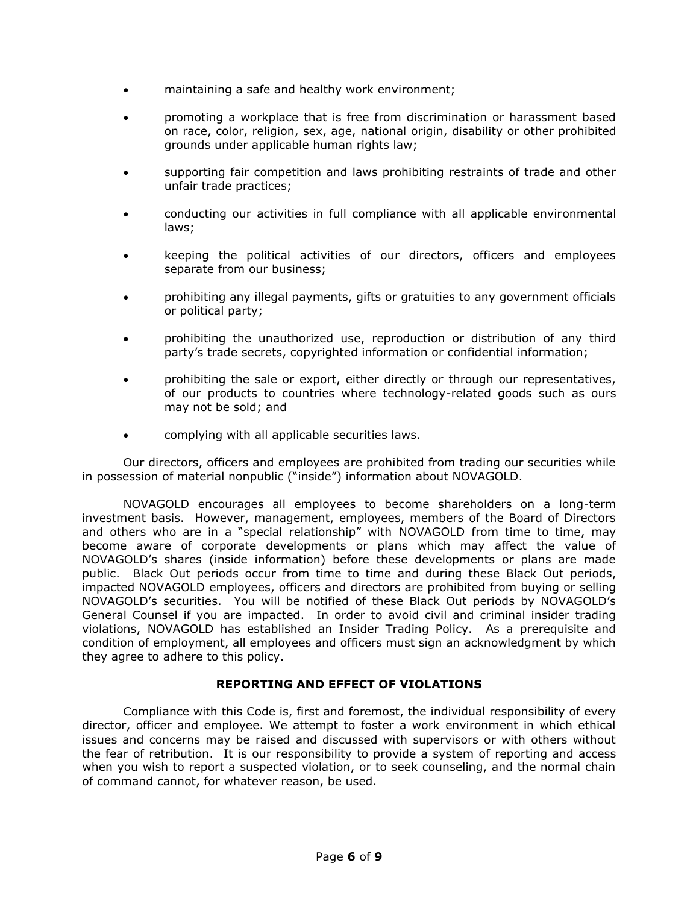- maintaining a safe and healthy work environment;
- promoting a workplace that is free from discrimination or harassment based on race, color, religion, sex, age, national origin, disability or other prohibited grounds under applicable human rights law;
- supporting fair competition and laws prohibiting restraints of trade and other unfair trade practices;
- conducting our activities in full compliance with all applicable environmental laws;
- keeping the political activities of our directors, officers and employees separate from our business;
- prohibiting any illegal payments, gifts or gratuities to any government officials or political party;
- prohibiting the unauthorized use, reproduction or distribution of any third party's trade secrets, copyrighted information or confidential information;
- prohibiting the sale or export, either directly or through our representatives, of our products to countries where technology-related goods such as ours may not be sold; and
- complying with all applicable securities laws.

Our directors, officers and employees are prohibited from trading our securities while in possession of material nonpublic ("inside") information about NOVAGOLD.

NOVAGOLD encourages all employees to become shareholders on a long-term investment basis. However, management, employees, members of the Board of Directors and others who are in a "special relationship" with NOVAGOLD from time to time, may become aware of corporate developments or plans which may affect the value of NOVAGOLD's shares (inside information) before these developments or plans are made public. Black Out periods occur from time to time and during these Black Out periods, impacted NOVAGOLD employees, officers and directors are prohibited from buying or selling NOVAGOLD's securities. You will be notified of these Black Out periods by NOVAGOLD's General Counsel if you are impacted. In order to avoid civil and criminal insider trading violations, NOVAGOLD has established an Insider Trading Policy. As a prerequisite and condition of employment, all employees and officers must sign an acknowledgment by which they agree to adhere to this policy.

## REPORTING AND EFFECT OF VIOLATIONS

Compliance with this Code is, first and foremost, the individual responsibility of every director, officer and employee. We attempt to foster a work environment in which ethical issues and concerns may be raised and discussed with supervisors or with others without the fear of retribution. It is our responsibility to provide a system of reporting and access when you wish to report a suspected violation, or to seek counseling, and the normal chain of command cannot, for whatever reason, be used.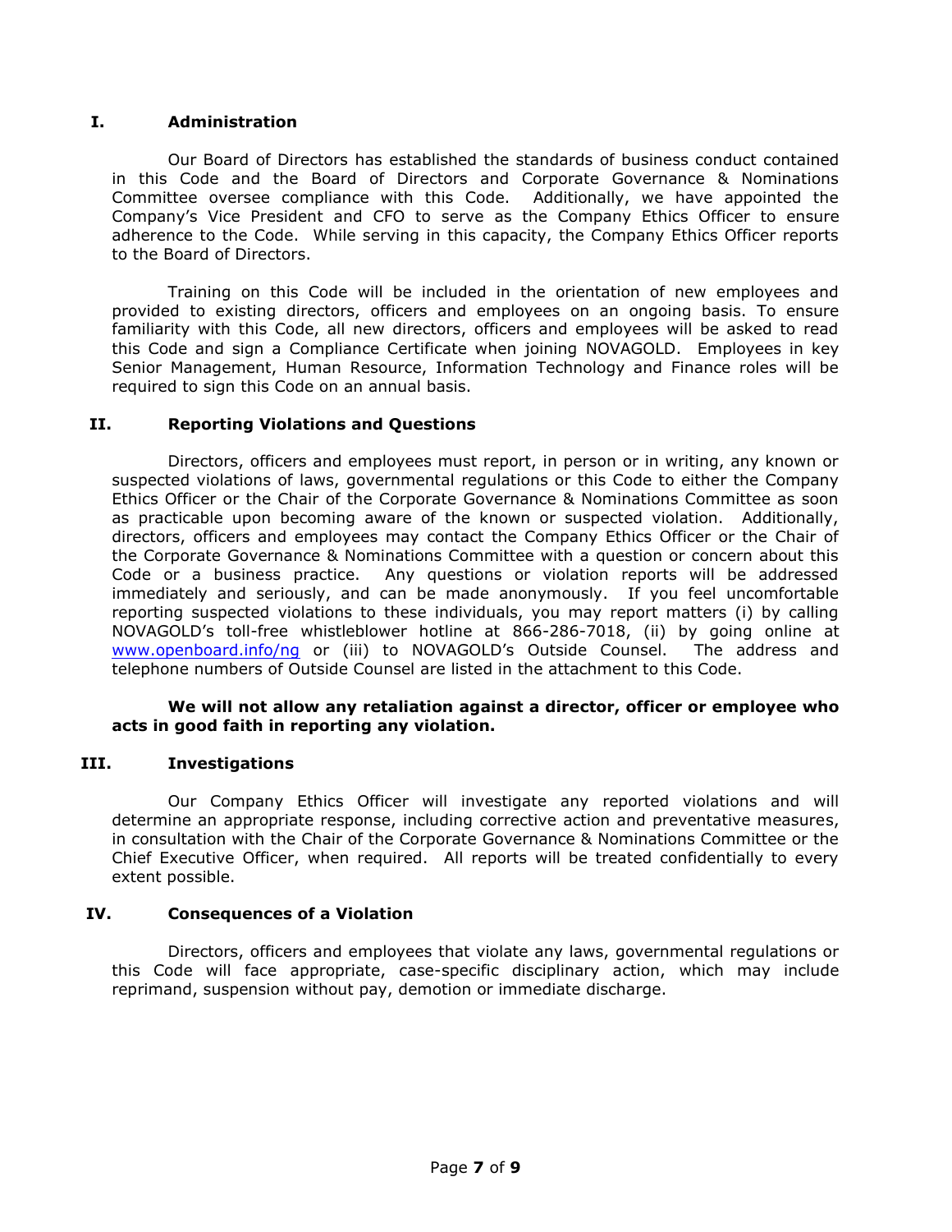## I. Administration

Our Board of Directors has established the standards of business conduct contained in this Code and the Board of Directors and Corporate Governance & Nominations Committee oversee compliance with this Code. Additionally, we have appointed the Company's Vice President and CFO to serve as the Company Ethics Officer to ensure adherence to the Code. While serving in this capacity, the Company Ethics Officer reports to the Board of Directors.

Training on this Code will be included in the orientation of new employees and provided to existing directors, officers and employees on an ongoing basis. To ensure familiarity with this Code, all new directors, officers and employees will be asked to read this Code and sign a Compliance Certificate when joining NOVAGOLD. Employees in key Senior Management, Human Resource, Information Technology and Finance roles will be required to sign this Code on an annual basis.

## II. Reporting Violations and Questions

Directors, officers and employees must report, in person or in writing, any known or suspected violations of laws, governmental regulations or this Code to either the Company Ethics Officer or the Chair of the Corporate Governance & Nominations Committee as soon as practicable upon becoming aware of the known or suspected violation. Additionally, directors, officers and employees may contact the Company Ethics Officer or the Chair of the Corporate Governance & Nominations Committee with a question or concern about this Code or a business practice. Any questions or violation reports will be addressed immediately and seriously, and can be made anonymously. If you feel uncomfortable reporting suspected violations to these individuals, you may report matters (i) by calling NOVAGOLD's toll-free whistleblower hotline at 866-286-7018, (ii) by going online at [www.openboard.info/ng](www.openboard.info/ng) or (iii) to NOVAGOLD's Outside Counsel. The address and telephone numbers of Outside Counsel are listed in the attachment to this Code.

**We will not allow any retaliation against a director, officer or employee who acts in good faith in reporting any violation.**

## III. Investigations

Our Company Ethics Officer will investigate any reported violations and will determine an appropriate response, including corrective action and preventative measures, in consultation with the Chair of the Corporate Governance & Nominations Committee or the Chief Executive Officer, when required. All reports will be treated confidentially to every extent possible.

## IV. Consequences of a Violation

Directors, officers and employees that violate any laws, governmental regulations or this Code will face appropriate, case-specific disciplinary action, which may include reprimand, suspension without pay, demotion or immediate discharge.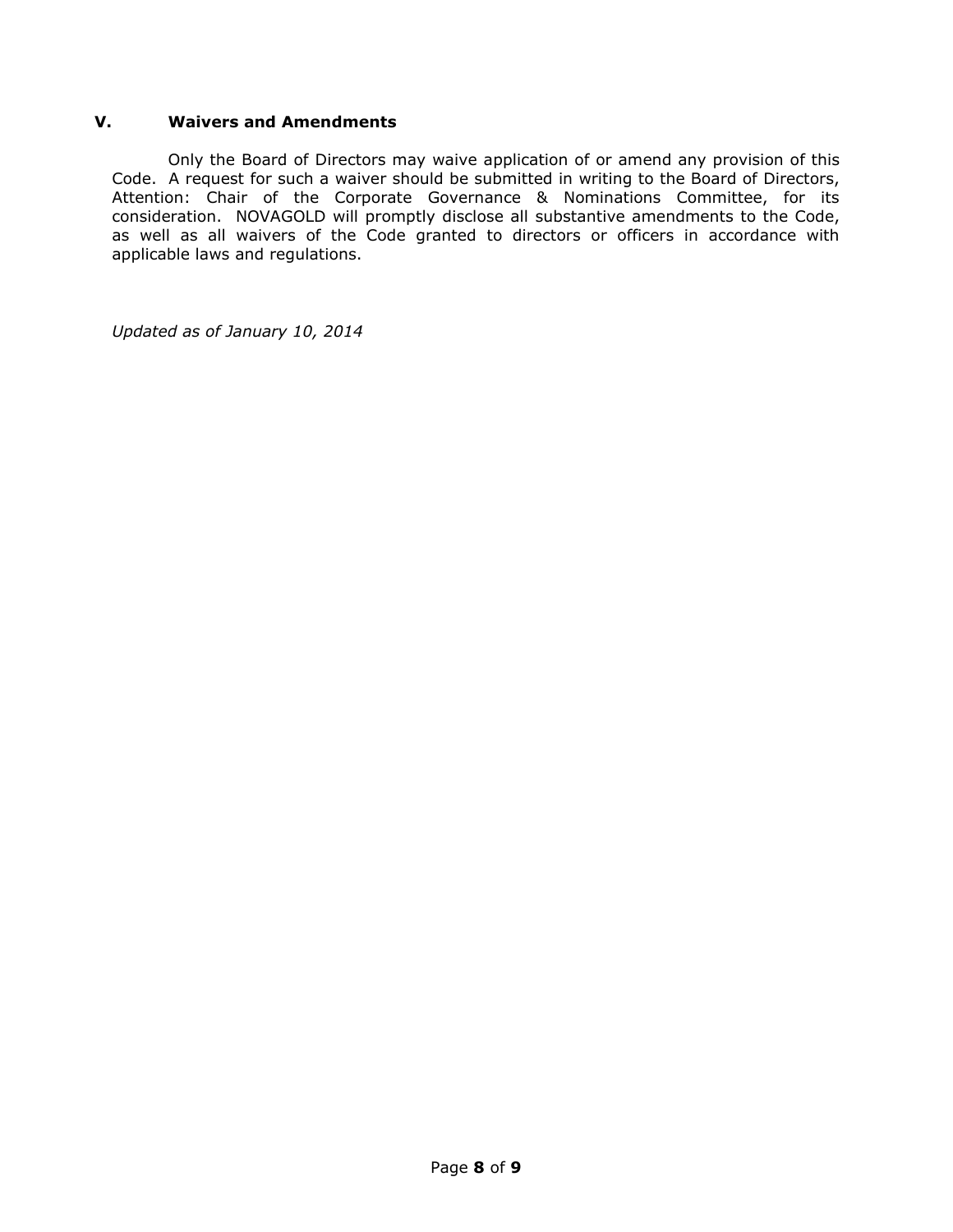## V. Waivers and Amendments

Only the Board of Directors may waive application of or amend any provision of this Code. A request for such a waiver should be submitted in writing to the Board of Directors, Attention: Chair of the Corporate Governance & Nominations Committee, for its consideration. NOVAGOLD will promptly disclose all substantive amendments to the Code, as well as all waivers of the Code granted to directors or officers in accordance with applicable laws and regulations.

*Updated as of January 10, 2014*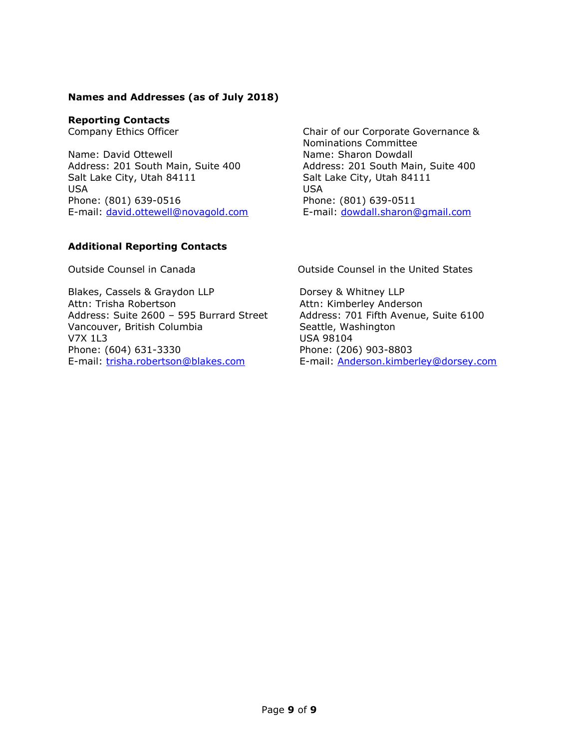**Names and Addresses (as of July 2018)**

**Reporting Contacts**

Company Ethics Officer

Name: David Ottewell
Address: 201 South Main, Suite 400
Salt Lake City, Utah 84111
USA
Phone: (801) 639-0516
E-mail: david.ottewell@novagold.com

Chair of our Corporate Governance & Nominations Committee
Name: Sharon Dowdall
Address: 201 South Main, Suite 400
Salt Lake City, Utah 84111
USA
Phone: (801) 639-0511
E-mail: dowdall.sharon@gmail.com

**Additional Reporting Contacts**

Outside Counsel in Canada

Blakes, Cassels & Graydon LLP
Attn: Trisha Robertson
Address: Suite 2600 – 595 Burrard Street
Vancouver, British Columbia
V7X 1L3
Phone: (604) 631-3330
E-mail: trisha.robertson@blakes.com

Outside Counsel in the United States

Dorsey & Whitney LLP
Attn: Kimberley Anderson
Address: 701 Fifth Avenue, Suite 6100
Seattle, Washington
USA 98104
Phone: (206) 903-8803
E-mail: Anderson.kimberley@dorsey.com